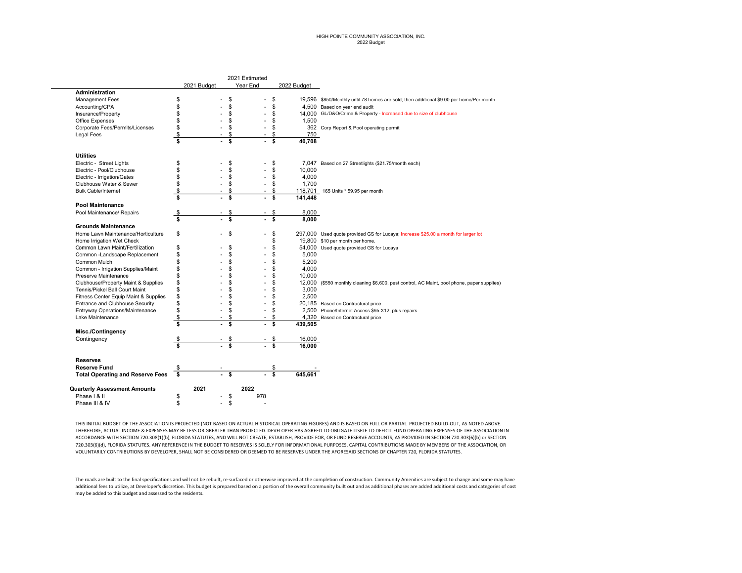HIGH POINTE COMMUNITY ASSOCIATION, INC.
2022 Budget

| | 2021 Budget | 2021 Estimated Year End | 2022 Budget | |
|---|---|---|---|---|
| **Administration** | | | | |
| Management Fees | $ - | $ - | $ 19,596 | $850/Monthly until 78 homes are sold; then additional $9.00 per home/Per month |
| Accounting/CPA | $ - | $ - | $ 4,500 | Based on year end audit |
| Insurance/Property | $ - | $ - | $ 14,000 | GL/D&O/Crime & Property - Increased due to size of clubhouse |
| Office Expenses | $ - | $ - | $ 1,500 | |
| Corporate Fees/Permits/Licenses | $ - | $ - | $ 362 | Corp Report & Pool operating permit |
| Legal Fees | $ - | $ - | $ 750 | |
| | **$ -** | **$ -** | **$ 40,708** | |
| **Utilities** | | | | |
| Electric - Street Lights | $ - | $ - | $ 7,047 | Based on 27 Streetlights ($21.75/month each) |
| Electric - Pool/Clubhouse | $ - | $ - | $ 10,000 | |
| Electric - Irrigation/Gates | $ - | $ - | $ 4,000 | |
| Clubhouse Water & Sewer | $ - | $ - | $ 1,700 | |
| Bulk Cable/Internet | $ - | $ - | $ 118,701 | 165 Units * 59.95 per month |
| | **$ -** | **$ -** | **$ 141,448** | |
| **Pool Maintenance** | | | | |
| Pool Maintenance/ Repairs | $ - | $ - | $ 8,000 | |
| | **$ -** | **$ -** | **$ 8,000** | |
| **Grounds Maintenance** | | | | |
| Home Lawn Maintenance/Horticulture | $ - | $ - | $ 297,000 | Used quote provided GS for Lucaya; Increase $25.00 a month for larger lot |
| Home Irrigation Wet Check | | | $ 19,800 | $10 per month per home. |
| Common Lawn Maint/Fertilization | $ - | $ - | $ 54,000 | Used quote provided GS for Lucaya |
| Common -Landscape Replacement | $ - | $ - | $ 5,000 | |
| Common Mulch | $ - | $ - | $ 5,200 | |
| Common - Irrigation Supplies/Maint | $ - | $ - | $ 4,000 | |
| Preserve Maintenance | $ - | $ - | $ 10,000 | |
| Clubhouse/Property Maint & Supplies | $ - | $ - | $ 12,000 | ($550 monthly cleaning $6,600, pest control, AC Maint, pool phone, paper supplies) |
| Tennis/Pickel Ball Court Maint | $ - | $ - | $ 3,000 | |
| Fitness Center Equip Maint & Supplies | $ - | $ - | $ 2,500 | |
| Entrance and Clubhouse Security | $ - | $ - | $ 20,185 | Based on Contractural price |
| Entryway Operations/Maintenance | $ - | $ - | $ 2,500 | Phone/Internet Access $95.X12, plus repairs |
| Lake Maintenance | $ - | $ - | $ 4,320 | Based on Contractural price |
| | **$ -** | **$ -** | **$ 439,505** | |
| **Misc./Contingency** | | | | |
| Contingency | $ - | $ - | $ 16,000 | |
| | **$ -** | **$ -** | **$ 16,000** | |
| **Reserves** | | | | |
| **Reserve Fund** | $ - | | $ - | |
| **Total Operating and Reserve Fees** | **$ -** | **$ -** | **$ 645,661** | |

| **Quarterly Assessment Amounts** | **2021** | **2022** |
|---|---|---|
| Phase I & II | $ - | $ 978 |
| Phase III & IV | $ - | $ - |

THIS INITIAL BUDGET OF THE ASSOCIATION IS PROJECTED (NOT BASED ON ACTUAL HISTORICAL OPERATING FIGURES) AND IS BASED ON FULL OR PARTIAL PROJECTED BUILD-OUT, AS NOTED ABOVE. THEREFORE, ACTUAL INCOME & EXPENSES MAY BE LESS OR GREATER THAN PROJECTED. DEVELOPER HAS AGREED TO OBLIGATE ITSELF TO DEFICIT FUND OPERATING EXPENSES OF THE ASSOCIATION IN ACCORDANCE WITH SECTION 720.308(1)(b), FLORIDA STATUTES, AND WILL NOT CREATE, ESTABLISH, PROVIDE FOR, OR FUND RESERVE ACCOUNTS, AS PROVIDED IN SECTION 720.303(6)(b) or SECTION 720.303(6)(d), FLORIDA STATUTES. ANY REFERENCE IN THE BUDGET TO RESERVES IS SOLELY FOR INFORMATIONAL PURPOSES. CAPITAL CONTRIBUTIONS MADE BY MEMBERS OF THE ASSOCIATION, OR VOLUNTARILY CONTRIBUTIONS BY DEVELOPER, SHALL NOT BE CONSIDERED OR DEEMED TO BE RESERVES UNDER THE AFORESAID SECTIONS OF CHAPTER 720, FLORIDA STATUTES.

The roads are built to the final specifications and will not be rebuilt, re-surfaced or otherwise improved at the completion of construction. Community Amenities are subject to change and some may have additional fees to utilize, at Developer's discretion. This budget is prepared based on a portion of the overall community built out and as additional phases are added additional costs and categories of cost may be added to this budget and assessed to the residents.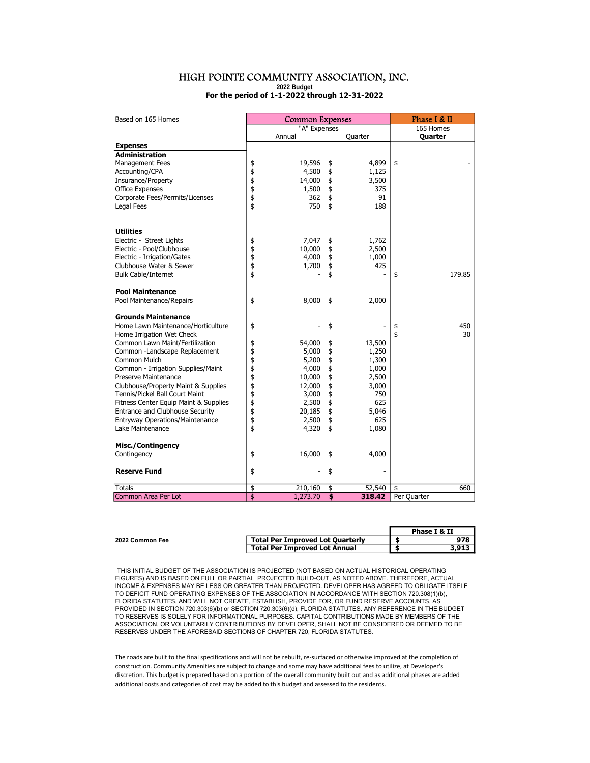# HIGH POINTE COMMUNITY ASSOCIATION, INC.

**2022 Budget**

**For the period of 1-1-2022 through 12-31-2022**

| Based on 165 Homes | Common Expenses | | Phase I & II |
|---|---|---|---|
| | "A" Expenses | | 165 Homes |
| | Annual | Quarter | **Quarter** |
| **Expenses** | | | |
| **Administration** | | | |
| Management Fees | $ 19,596 | $ 4,899 | $ - |
| Accounting/CPA | $ 4,500 | $ 1,125 | |
| Insurance/Property | $ 14,000 | $ 3,500 | |
| Office Expenses | $ 1,500 | $ 375 | |
| Corporate Fees/Permits/Licenses | $ 362 | $ 91 | |
| Legal Fees | $ 750 | $ 188 | |
| **Utilities** | | | |
| Electric - Street Lights | $ 7,047 | $ 1,762 | |
| Electric - Pool/Clubhouse | $ 10,000 | $ 2,500 | |
| Electric - Irrigation/Gates | $ 4,000 | $ 1,000 | |
| Clubhouse Water & Sewer | $ 1,700 | $ 425 | |
| Bulk Cable/Internet | $ - | $ - | $ 179.85 |
| **Pool Maintenance** | | | |
| Pool Maintenance/Repairs | $ 8,000 | $ 2,000 | |
| **Grounds Maintenance** | | | |
| Home Lawn Maintenance/Horticulture | $ - | $ - | $ 450 |
| Home Irrigation Wet Check | | | $ 30 |
| Common Lawn Maint/Fertilization | $ 54,000 | $ 13,500 | |
| Common -Landscape Replacement | $ 5,000 | $ 1,250 | |
| Common Mulch | $ 5,200 | $ 1,300 | |
| Common - Irrigation Supplies/Maint | $ 4,000 | $ 1,000 | |
| Preserve Maintenance | $ 10,000 | $ 2,500 | |
| Clubhouse/Property Maint & Supplies | $ 12,000 | $ 3,000 | |
| Tennis/Pickel Ball Court Maint | $ 3,000 | $ 750 | |
| Fitness Center Equip Maint & Supplies | $ 2,500 | $ 625 | |
| Entrance and Clubhouse Security | $ 20,185 | $ 5,046 | |
| Entryway Operations/Maintenance | $ 2,500 | $ 625 | |
| Lake Maintenance | $ 4,320 | $ 1,080 | |
| **Misc./Contingency** | | | |
| Contingency | $ 16,000 | $ 4,000 | |
| **Reserve Fund** | $ - | $ - | |
| Totals | $ 210,160 | $ 52,540 | $ 660 |
| Common Area Per Lot | $ 1,273.70 | **$ 318.42** | Per Quarter |

| | | Phase I & II |
|---|---|---|
| **2022 Common Fee** | **Total Per Improved Lot Quarterly** | **$ 978** |
| | **Total Per Improved Lot Annual** | **$ 3,913** |

THIS INITIAL BUDGET OF THE ASSOCIATION IS PROJECTED (NOT BASED ON ACTUAL HISTORICAL OPERATING FIGURES) AND IS BASED ON FULL OR PARTIAL PROJECTED BUILD-OUT, AS NOTED ABOVE. THEREFORE, ACTUAL INCOME & EXPENSES MAY BE LESS OR GREATER THAN PROJECTED. DEVELOPER HAS AGREED TO OBLIGATE ITSELF TO DEFICIT FUND OPERATING EXPENSES OF THE ASSOCIATION IN ACCORDANCE WITH SECTION 720.308(1)(b), FLORIDA STATUTES, AND WILL NOT CREATE, ESTABLISH, PROVIDE FOR, OR FUND RESERVE ACCOUNTS, AS PROVIDED IN SECTION 720.303(6)(b) or SECTION 720.303(6)(d), FLORIDA STATUTES. ANY REFERENCE IN THE BUDGET TO RESERVES IS SOLELY FOR INFORMATIONAL PURPOSES. CAPITAL CONTRIBUTIONS MADE BY MEMBERS OF THE ASSOCIATION, OR VOLUNTARILY CONTRIBUTIONS BY DEVELOPER, SHALL NOT BE CONSIDERED OR DEEMED TO BE RESERVES UNDER THE AFORESAID SECTIONS OF CHAPTER 720, FLORIDA STATUTES.

The roads are built to the final specifications and will not be rebuilt, re-surfaced or otherwise improved at the completion of construction. Community Amenities are subject to change and some may have additional fees to utilize, at Developer's discretion. This budget is prepared based on a portion of the overall community built out and as additional phases are added additional costs and categories of cost may be added to this budget and assessed to the residents.